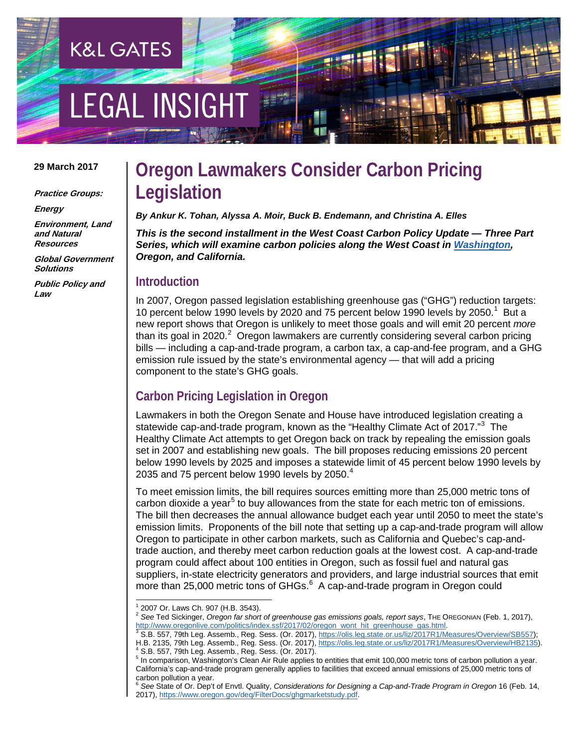K&L GATES

LEGAL INSIGHT

29 March 2017

***Practice Groups:***

***Energy***

***Environment, Land and Natural Resources***

***Global Government Solutions***

***Public Policy and Law***

# Oregon Lawmakers Consider Carbon Pricing Legislation

***By Ankur K. Tohan, Alyssa A. Moir, Buck B. Endemann, and Christina A. Elles***

***This is the second installment in the West Coast Carbon Policy Update — Three Part Series, which will examine carbon policies along the West Coast in Washington, Oregon, and California.***

## Introduction

In 2007, Oregon passed legislation establishing greenhouse gas ("GHG") reduction targets: 10 percent below 1990 levels by 2020 and 75 percent below 1990 levels by 2050.[1] But a new report shows that Oregon is unlikely to meet those goals and will emit 20 percent *more* than its goal in 2020.[2] Oregon lawmakers are currently considering several carbon pricing bills — including a cap-and-trade program, a carbon tax, a cap-and-fee program, and a GHG emission rule issued by the state's environmental agency — that will add a pricing component to the state's GHG goals.

## Carbon Pricing Legislation in Oregon

Lawmakers in both the Oregon Senate and House have introduced legislation creating a statewide cap-and-trade program, known as the "Healthy Climate Act of 2017."[3] The Healthy Climate Act attempts to get Oregon back on track by repealing the emission goals set in 2007 and establishing new goals. The bill proposes reducing emissions 20 percent below 1990 levels by 2025 and imposes a statewide limit of 45 percent below 1990 levels by 2035 and 75 percent below 1990 levels by 2050.[4]

To meet emission limits, the bill requires sources emitting more than 25,000 metric tons of carbon dioxide a year[5] to buy allowances from the state for each metric ton of emissions. The bill then decreases the annual allowance budget each year until 2050 to meet the state's emission limits. Proponents of the bill note that setting up a cap-and-trade program will allow Oregon to participate in other carbon markets, such as California and Quebec's cap-and-trade auction, and thereby meet carbon reduction goals at the lowest cost. A cap-and-trade program could affect about 100 entities in Oregon, such as fossil fuel and natural gas suppliers, in-state electricity generators and providers, and large industrial sources that emit more than 25,000 metric tons of GHGs.[6] A cap-and-trade program in Oregon could

---

[1] 2007 Or. Laws Ch. 907 (H.B. 3543).

[2] *See* Ted Sickinger, *Oregon far short of greenhouse gas emissions goals, report says*, THE OREGONIAN (Feb. 1, 2017), http://www.oregonlive.com/politics/index.ssf/2017/02/oregon_wont_hit_greenhouse_gas.html.

[3] S.B. 557, 79th Leg. Assemb., Reg. Sess. (Or. 2017), https://olis.leg.state.or.us/liz/2017R1/Measures/Overview/SB557); H.B. 2135, 79th Leg. Assemb., Reg. Sess. (Or. 2017), https://olis.leg.state.or.us/liz/2017R1/Measures/Overview/HB2135).

[4] S.B. 557, 79th Leg. Assemb., Reg. Sess. (Or. 2017).

[5] In comparison, Washington's Clean Air Rule applies to entities that emit 100,000 metric tons of carbon pollution a year. California's cap-and-trade program generally applies to facilities that exceed annual emissions of 25,000 metric tons of carbon pollution a year.

[6] *See* State of Or. Dep't of Envtl. Quality, *Considerations for Designing a Cap-and-Trade Program in Oregon* 16 (Feb. 14, 2017), https://www.oregon.gov/deq/FilterDocs/ghgmarketstudy.pdf.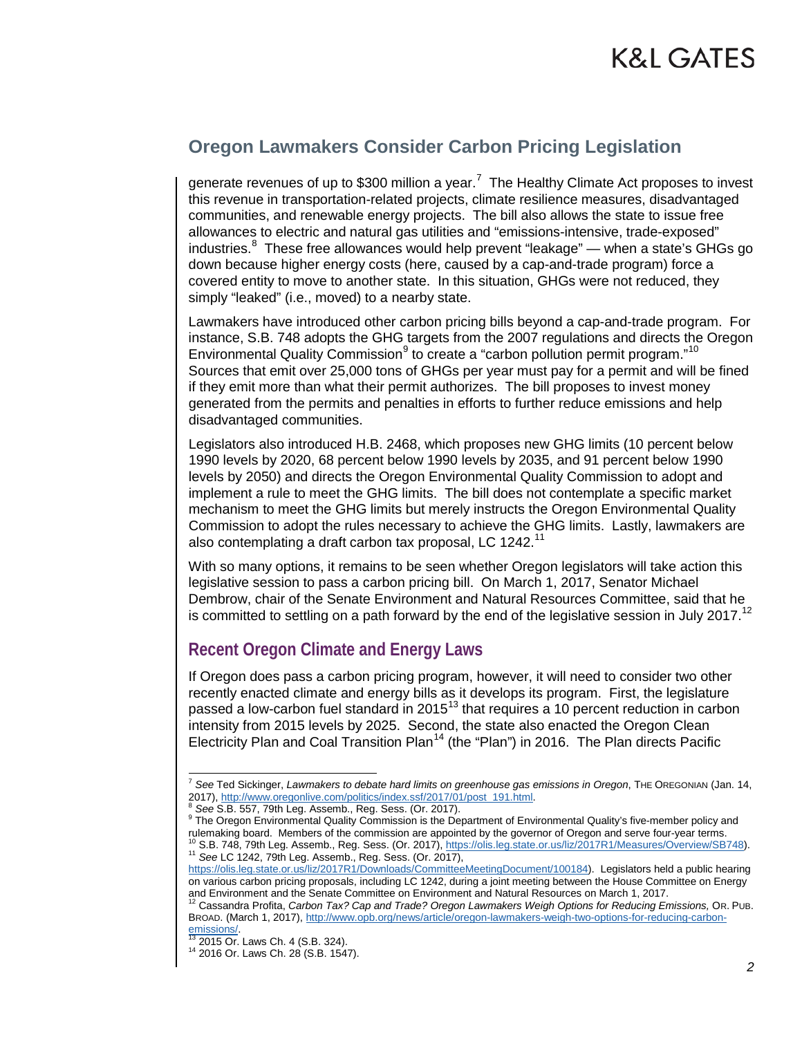## Oregon Lawmakers Consider Carbon Pricing Legislation

generate revenues of up to $300 million a year.[7] The Healthy Climate Act proposes to invest this revenue in transportation-related projects, climate resilience measures, disadvantaged communities, and renewable energy projects. The bill also allows the state to issue free allowances to electric and natural gas utilities and "emissions-intensive, trade-exposed" industries.[8] These free allowances would help prevent "leakage" — when a state's GHGs go down because higher energy costs (here, caused by a cap-and-trade program) force a covered entity to move to another state. In this situation, GHGs were not reduced, they simply "leaked" (i.e., moved) to a nearby state.

Lawmakers have introduced other carbon pricing bills beyond a cap-and-trade program. For instance, S.B. 748 adopts the GHG targets from the 2007 regulations and directs the Oregon Environmental Quality Commission[9] to create a "carbon pollution permit program."[10] Sources that emit over 25,000 tons of GHGs per year must pay for a permit and will be fined if they emit more than what their permit authorizes. The bill proposes to invest money generated from the permits and penalties in efforts to further reduce emissions and help disadvantaged communities.

Legislators also introduced H.B. 2468, which proposes new GHG limits (10 percent below 1990 levels by 2020, 68 percent below 1990 levels by 2035, and 91 percent below 1990 levels by 2050) and directs the Oregon Environmental Quality Commission to adopt and implement a rule to meet the GHG limits. The bill does not contemplate a specific market mechanism to meet the GHG limits but merely instructs the Oregon Environmental Quality Commission to adopt the rules necessary to achieve the GHG limits. Lastly, lawmakers are also contemplating a draft carbon tax proposal, LC 1242.[11]

With so many options, it remains to be seen whether Oregon legislators will take action this legislative session to pass a carbon pricing bill. On March 1, 2017, Senator Michael Dembrow, chair of the Senate Environment and Natural Resources Committee, said that he is committed to settling on a path forward by the end of the legislative session in July 2017.[12]

### Recent Oregon Climate and Energy Laws

If Oregon does pass a carbon pricing program, however, it will need to consider two other recently enacted climate and energy bills as it develops its program. First, the legislature passed a low-carbon fuel standard in 2015[13] that requires a 10 percent reduction in carbon intensity from 2015 levels by 2025. Second, the state also enacted the Oregon Clean Electricity Plan and Coal Transition Plan[14] (the "Plan") in 2016. The Plan directs Pacific

---

[7] *See* Ted Sickinger, *Lawmakers to debate hard limits on greenhouse gas emissions in Oregon*, THE OREGONIAN (Jan. 14, 2017), http://www.oregonlive.com/politics/index.ssf/2017/01/post_191.html.

[8] *See* S.B. 557, 79th Leg. Assemb., Reg. Sess. (Or. 2017).

[9] The Oregon Environmental Quality Commission is the Department of Environmental Quality's five-member policy and rulemaking board. Members of the commission are appointed by the governor of Oregon and serve four-year terms.

[10] S.B. 748, 79th Leg. Assemb., Reg. Sess. (Or. 2017), https://olis.leg.state.or.us/liz/2017R1/Measures/Overview/SB748).

[11] *See* LC 1242, 79th Leg. Assemb., Reg. Sess. (Or. 2017), https://olis.leg.state.or.us/liz/2017R1/Downloads/CommitteeMeetingDocument/100184). Legislators held a public hearing on various carbon pricing proposals, including LC 1242, during a joint meeting between the House Committee on Energy and Environment and the Senate Committee on Environment and Natural Resources on March 1, 2017.

[12] Cassandra Profita, *Carbon Tax? Cap and Trade? Oregon Lawmakers Weigh Options for Reducing Emissions*, OR. PUB. BROAD. (March 1, 2017), http://www.opb.org/news/article/oregon-lawmakers-weigh-two-options-for-reducing-carbon-emissions/.

[13] 2015 Or. Laws Ch. 4 (S.B. 324).

[14] 2016 Or. Laws Ch. 28 (S.B. 1547).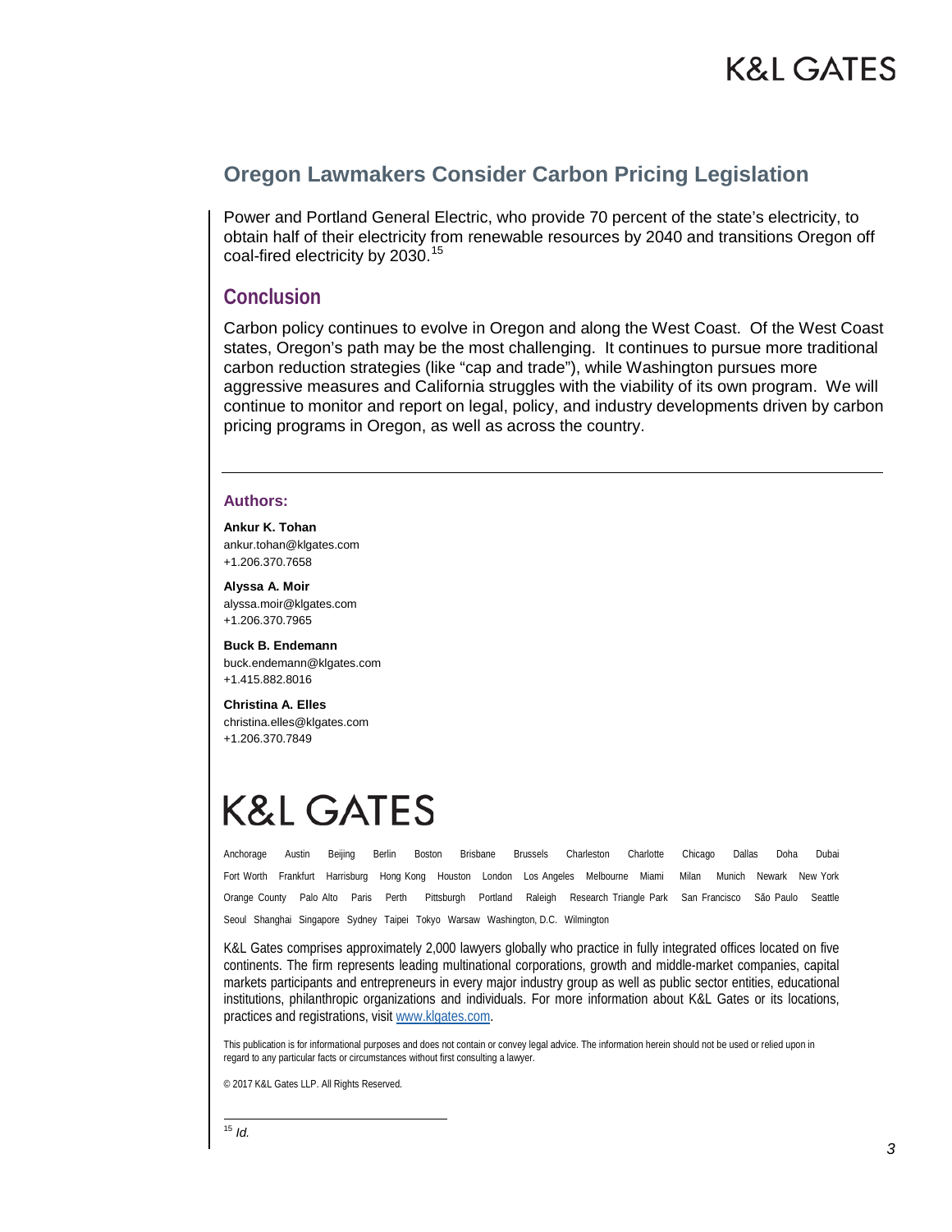Power and Portland General Electric, who provide 70 percent of the state's electricity, to obtain half of their electricity from renewable resources by 2040 and transitions Oregon off coal-fired electricity by 2030.[15]

## Conclusion

Carbon policy continues to evolve in Oregon and along the West Coast. Of the West Coast states, Oregon's path may be the most challenging. It continues to pursue more traditional carbon reduction strategies (like "cap and trade"), while Washington pursues more aggressive measures and California struggles with the viability of its own program. We will continue to monitor and report on legal, policy, and industry developments driven by carbon pricing programs in Oregon, as well as across the country.

---

**Authors:**

**Ankur K. Tohan**
ankur.tohan@klgates.com
+1.206.370.7658

**Alyssa A. Moir**
alyssa.moir@klgates.com
+1.206.370.7965

**Buck B. Endemann**
buck.endemann@klgates.com
+1.415.882.8016

**Christina A. Elles**
christina.elles@klgates.com
+1.206.370.7849

# K&L GATES

Anchorage Austin Beijing Berlin Boston Brisbane Brussels Charleston Charlotte Chicago Dallas Doha Dubai Fort Worth Frankfurt Harrisburg Hong Kong Houston London Los Angeles Melbourne Miami Milan Munich Newark New York Orange County Palo Alto Paris Perth Pittsburgh Portland Raleigh Research Triangle Park San Francisco São Paulo Seattle Seoul Shanghai Singapore Sydney Taipei Tokyo Warsaw Washington, D.C. Wilmington

K&L Gates comprises approximately 2,000 lawyers globally who practice in fully integrated offices located on five continents. The firm represents leading multinational corporations, growth and middle-market companies, capital markets participants and entrepreneurs in every major industry group as well as public sector entities, educational institutions, philanthropic organizations and individuals. For more information about K&L Gates or its locations, practices and registrations, visit www.klgates.com.

This publication is for informational purposes and does not contain or convey legal advice. The information herein should not be used or relied upon in regard to any particular facts or circumstances without first consulting a lawyer.

© 2017 K&L Gates LLP. All Rights Reserved.

---

[15] *Id.*